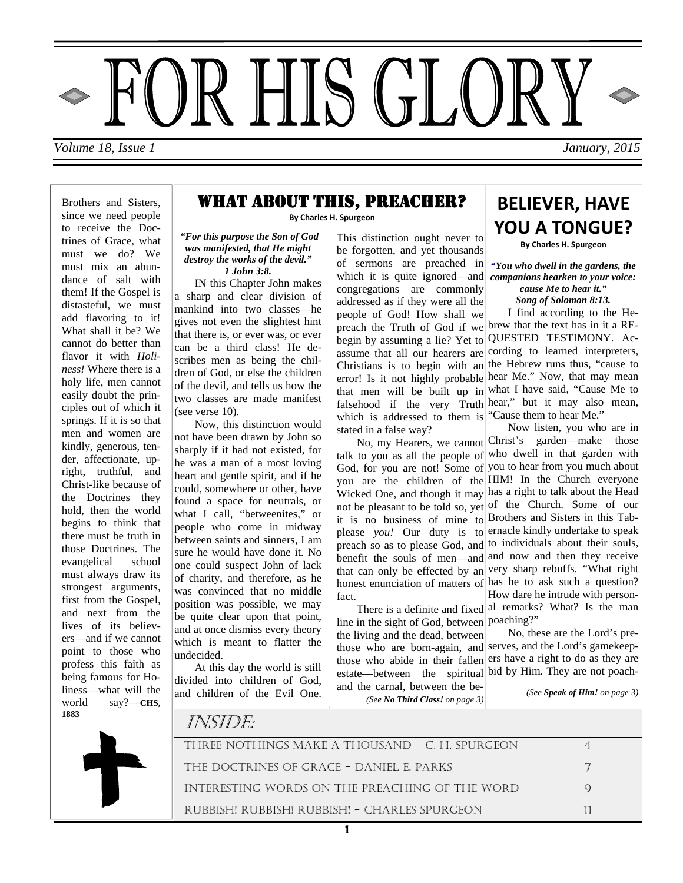# FOR HIS GLORY

*Volume 18, Issue 1* *January, 2015*

Brothers and Sisters, since we need people to receive the Doctrines of Grace, what must we do? We must mix an abundance of salt with them! If the Gospel is distasteful, we must add flavoring to it! What shall it be? We cannot do better than flavor it with *Holiness!* Where there is a holy life, men cannot easily doubt the principles out of which it springs. If it is so that men and women are kindly, generous, tender, affectionate, upright, truthful, and Christ-like because of the Doctrines they hold, then the world begins to think that there must be truth in those Doctrines. The evangelical school must always draw its strongest arguments, first from the Gospel, and next from the lives of its believers—and if we cannot point to those who profess this faith as being famous for Holiness—what will the world say?—**CHS, 1883**

## WHAT ABOUT THIS, PREACHER?

**By Charles H. Spurgeon**

***"For this purpose the Son of God was manifested, that He might destroy the works of the devil." 1 John 3:8.***

IN this Chapter John makes a sharp and clear division of mankind into two classes—he gives not even the slightest hint that there is, or ever was, or ever can be a third class! He describes men as being the children of God, or else the children of the devil, and tells us how the two classes are made manifest (see verse 10).

Now, this distinction would not have been drawn by John so sharply if it had not existed, for he was a man of a most loving heart and gentle spirit, and if he could, somewhere or other, have found a space for neutrals, or what I call, "betweenites," or people who come in midway between saints and sinners, I am sure he would have done it. No one could suspect John of lack of charity, and therefore, as he was convinced that no middle position was possible, we may be quite clear upon that point, and at once dismiss every theory which is meant to flatter the undecided.

At this day the world is still divided into children of God, and children of the Evil One. This distinction ought never to be forgotten, and yet thousands of sermons are preached in which it is quite ignored—and congregations are commonly addressed as if they were all the people of God! How shall we preach the Truth of God if we begin by assuming a lie? Yet to assume that all our hearers are Christians is to begin with an error! Is it not highly probable that men will be built up in falsehood if the very Truth which is addressed to them is stated in a false way?

No, my Hearers, we cannot talk to you as all the people of God, for you are not! Some of you are the children of the Wicked One, and though it may not be pleasant to be told so, yet it is no business of mine to please *you!* Our duty is to preach so as to please God, and benefit the souls of men—and that can only be effected by an honest enunciation of matters of fact.

There is a definite and fixed line in the sight of God, between the living and the dead, between those who are born-again, and those who abide in their fallen estate—between the spiritual and the carnal, between the be-

*(See **No Third Class!** on page 3)*

## BELIEVER, HAVE YOU A TONGUE?

**By Charles H. Spurgeon**

***"You who dwell in the gardens, the companions hearken to your voice: cause Me to hear it." Song of Solomon 8:13.***

I find according to the Hebrew that the text has in it a REQUESTED TESTIMONY. According to learned interpreters, the Hebrew runs thus, "cause to hear Me." Now, that may mean what I have said, "Cause Me to hear," but it may also mean, "Cause them to hear Me."

Now listen, you who are in Christ's garden—make those who dwell in that garden with you to hear from you much about HIM! In the Church everyone has a right to talk about the Head of the Church. Some of our Brothers and Sisters in this Tabernacle kindly undertake to speak to individuals about their souls, and now and then they receive very sharp rebuffs. "What right has he to ask such a question? How dare he intrude with personal remarks? What? Is the man poaching?"

No, these are the Lord's preserves, and the Lord's gamekeepers have a right to do as they are bid by Him. They are not poach-

*(See **Speak of Him!** on page 3)*

## INSIDE:

| | |
|---|---|
| Three Nothings Make A Thousand - C. H. Spurgeon | 4 |
| The Doctrines of Grace - Daniel E. Parks | 7 |
| Interesting Words on the Preaching of the Word | 9 |
| Rubbish! Rubbish! Rubbish! - Charles Spurgeon | 11 |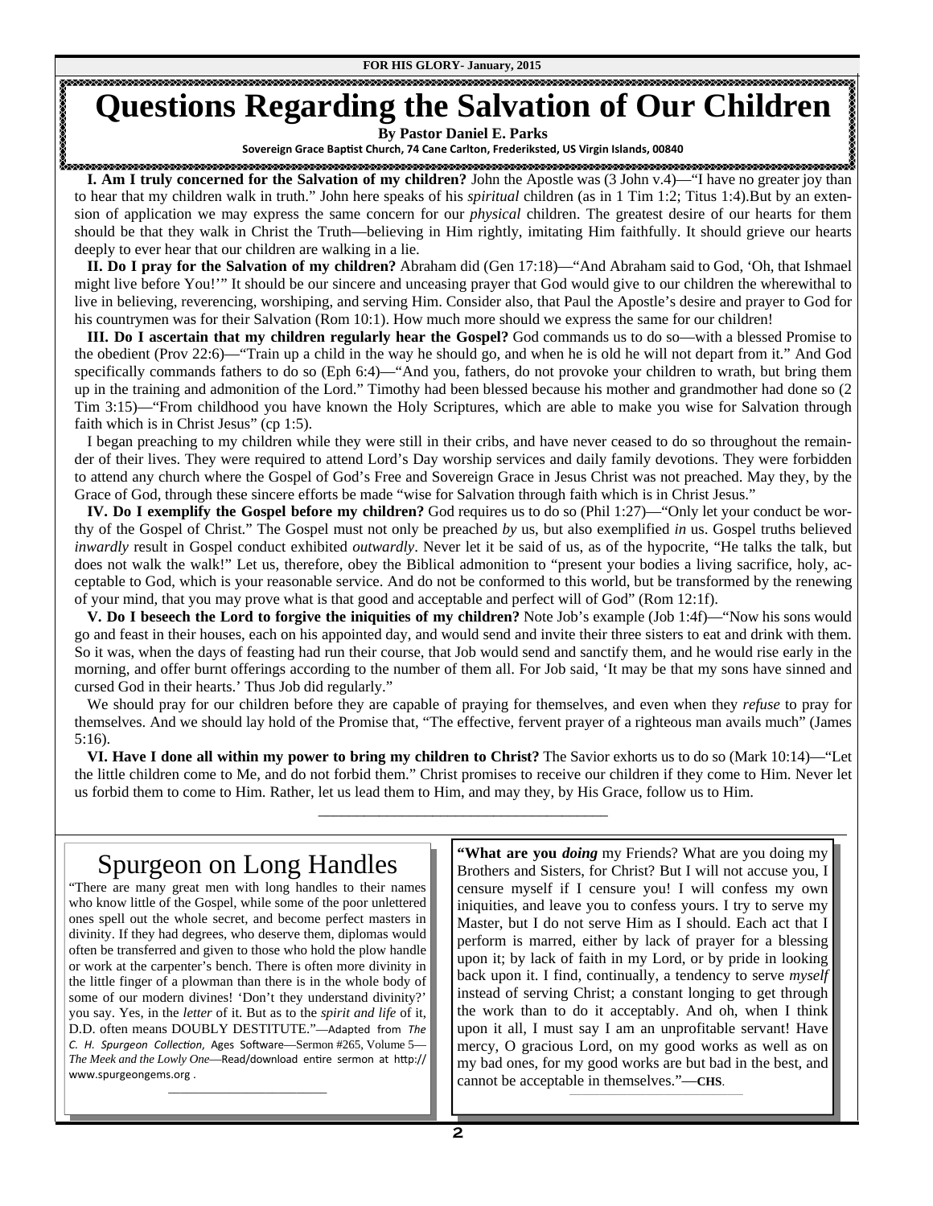# Questions Regarding the Salvation of Our Children

**By Pastor Daniel E. Parks**

**Sovereign Grace Baptist Church, 74 Cane Carlton, Frederiksted, US Virgin Islands, 00840**

**I. Am I truly concerned for the Salvation of my children?** John the Apostle was (3 John v.4)—"I have no greater joy than to hear that my children walk in truth." John here speaks of his *spiritual* children (as in 1 Tim 1:2; Titus 1:4).But by an extension of application we may express the same concern for our *physical* children. The greatest desire of our hearts for them should be that they walk in Christ the Truth—believing in Him rightly, imitating Him faithfully. It should grieve our hearts deeply to ever hear that our children are walking in a lie.

**II. Do I pray for the Salvation of my children?** Abraham did (Gen 17:18)—"And Abraham said to God, 'Oh, that Ishmael might live before You!'" It should be our sincere and unceasing prayer that God would give to our children the wherewithal to live in believing, reverencing, worshiping, and serving Him. Consider also, that Paul the Apostle's desire and prayer to God for his countrymen was for their Salvation (Rom 10:1). How much more should we express the same for our children!

**III. Do I ascertain that my children regularly hear the Gospel?** God commands us to do so—with a blessed Promise to the obedient (Prov 22:6)—"Train up a child in the way he should go, and when he is old he will not depart from it." And God specifically commands fathers to do so (Eph 6:4)—"And you, fathers, do not provoke your children to wrath, but bring them up in the training and admonition of the Lord." Timothy had been blessed because his mother and grandmother had done so (2 Tim 3:15)—"From childhood you have known the Holy Scriptures, which are able to make you wise for Salvation through faith which is in Christ Jesus" (cp 1:5).

I began preaching to my children while they were still in their cribs, and have never ceased to do so throughout the remainder of their lives. They were required to attend Lord's Day worship services and daily family devotions. They were forbidden to attend any church where the Gospel of God's Free and Sovereign Grace in Jesus Christ was not preached. May they, by the Grace of God, through these sincere efforts be made "wise for Salvation through faith which is in Christ Jesus."

**IV. Do I exemplify the Gospel before my children?** God requires us to do so (Phil 1:27)—"Only let your conduct be worthy of the Gospel of Christ." The Gospel must not only be preached *by* us, but also exemplified *in* us. Gospel truths believed *inwardly* result in Gospel conduct exhibited *outwardly*. Never let it be said of us, as of the hypocrite, "He talks the talk, but does not walk the walk!" Let us, therefore, obey the Biblical admonition to "present your bodies a living sacrifice, holy, acceptable to God, which is your reasonable service. And do not be conformed to this world, but be transformed by the renewing of your mind, that you may prove what is that good and acceptable and perfect will of God" (Rom 12:1f).

**V. Do I beseech the Lord to forgive the iniquities of my children?** Note Job's example (Job 1:4f)—"Now his sons would go and feast in their houses, each on his appointed day, and would send and invite their three sisters to eat and drink with them. So it was, when the days of feasting had run their course, that Job would send and sanctify them, and he would rise early in the morning, and offer burnt offerings according to the number of them all. For Job said, 'It may be that my sons have sinned and cursed God in their hearts.' Thus Job did regularly."

We should pray for our children before they are capable of praying for themselves, and even when they *refuse* to pray for themselves. And we should lay hold of the Promise that, "The effective, fervent prayer of a righteous man avails much" (James 5:16).

**VI. Have I done all within my power to bring my children to Christ?** The Savior exhorts us to do so (Mark 10:14)—"Let the little children come to Me, and do not forbid them." Christ promises to receive our children if they come to Him. Never let us forbid them to come to Him. Rather, let us lead them to Him, and may they, by His Grace, follow us to Him.

---

## Spurgeon on Long Handles

"There are many great men with long handles to their names who know little of the Gospel, while some of the poor unlettered ones spell out the whole secret, and become perfect masters in divinity. If they had degrees, who deserve them, diplomas would often be transferred and given to those who hold the plow handle or work at the carpenter's bench. There is often more divinity in the little finger of a plowman than there is in the whole body of some of our modern divines! 'Don't they understand divinity?' you say. Yes, in the *letter* of it. But as to the *spirit and life* of it, D.D. often means DOUBLY DESTITUTE."—Adapted from *The C. H. Spurgeon Collection*, Ages Software—Sermon #265, Volume 5—*The Meek and the Lowly One*—Read/download entire sermon at http://www.spurgeongems.org .

---

**"What are you *doing*** my Friends? What are you doing my Brothers and Sisters, for Christ? But I will not accuse you, I censure myself if I censure you! I will confess my own iniquities, and leave you to confess yours. I try to serve my Master, but I do not serve Him as I should. Each act that I perform is marred, either by lack of prayer for a blessing upon it; by lack of faith in my Lord, or by pride in looking back upon it. I find, continually, a tendency to serve *myself* instead of serving Christ; a constant longing to get through the work than to do it acceptably. And oh, when I think upon it all, I must say I am an unprofitable servant! Have mercy, O gracious Lord, on my good works as well as on my bad ones, for my good works are but bad in the best, and cannot be acceptable in themselves."—**CHS**.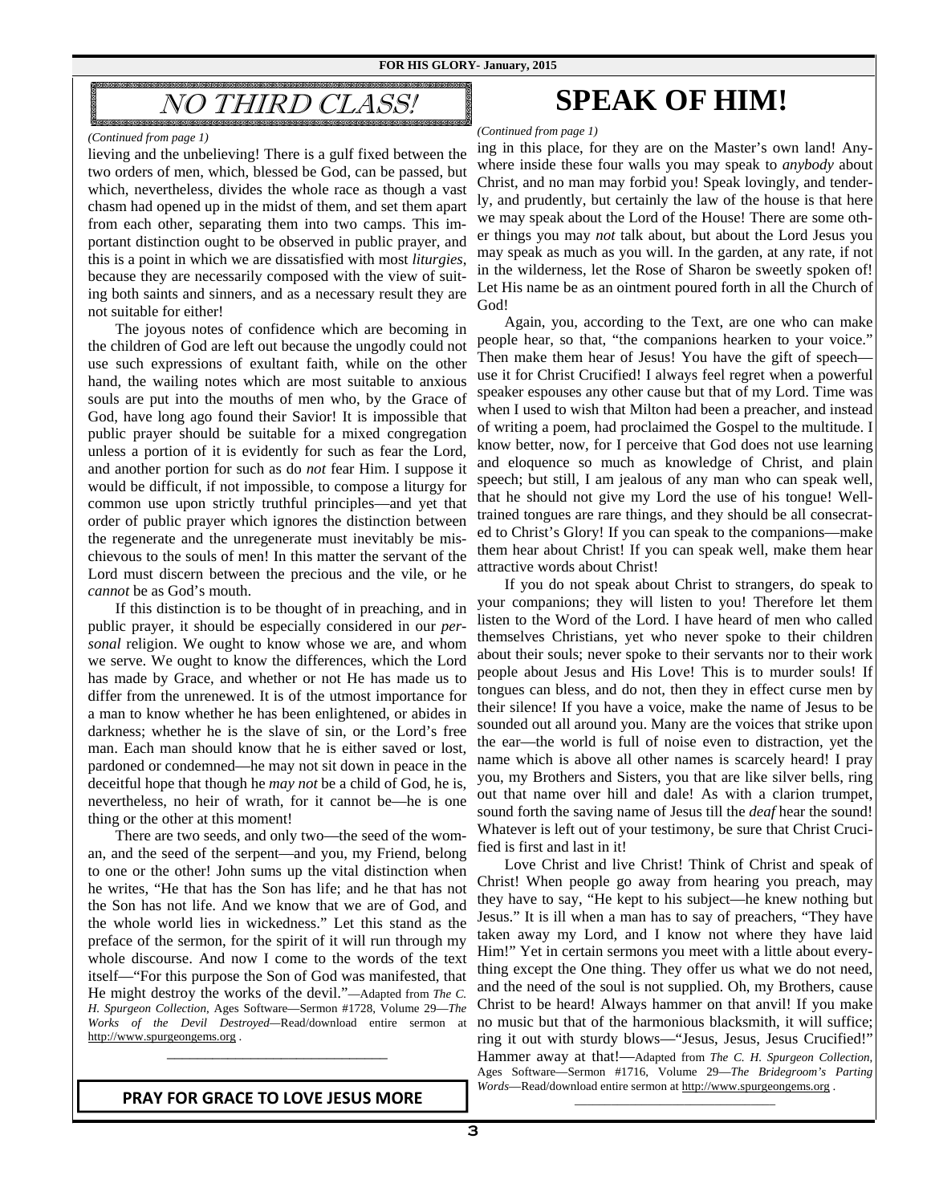## NO THIRD CLASS!

*(Continued from page 1)*

lieving and the unbelieving! There is a gulf fixed between the two orders of men, which, blessed be God, can be passed, but which, nevertheless, divides the whole race as though a vast chasm had opened up in the midst of them, and set them apart from each other, separating them into two camps. This important distinction ought to be observed in public prayer, and this is a point in which we are dissatisfied with most *liturgies*, because they are necessarily composed with the view of suiting both saints and sinners, and as a necessary result they are not suitable for either!

The joyous notes of confidence which are becoming in the children of God are left out because the ungodly could not use such expressions of exultant faith, while on the other hand, the wailing notes which are most suitable to anxious souls are put into the mouths of men who, by the Grace of God, have long ago found their Savior! It is impossible that public prayer should be suitable for a mixed congregation unless a portion of it is evidently for such as fear the Lord, and another portion for such as do *not* fear Him. I suppose it would be difficult, if not impossible, to compose a liturgy for common use upon strictly truthful principles—and yet that order of public prayer which ignores the distinction between the regenerate and the unregenerate must inevitably be mischievous to the souls of men! In this matter the servant of the Lord must discern between the precious and the vile, or he *cannot* be as God's mouth.

If this distinction is to be thought of in preaching, and in public prayer, it should be especially considered in our *personal* religion. We ought to know whose we are, and whom we serve. We ought to know the differences, which the Lord has made by Grace, and whether or not He has made us to differ from the unrenewed. It is of the utmost importance for a man to know whether he has been enlightened, or abides in darkness; whether he is the slave of sin, or the Lord's free man. Each man should know that he is either saved or lost, pardoned or condemned—he may not sit down in peace in the deceitful hope that though he *may not* be a child of God, he is, nevertheless, no heir of wrath, for it cannot be—he is one thing or the other at this moment!

There are two seeds, and only two—the seed of the woman, and the seed of the serpent—and you, my Friend, belong to one or the other! John sums up the vital distinction when he writes, "He that has the Son has life; and he that has not the Son has not life. And we know that we are of God, and the whole world lies in wickedness." Let this stand as the preface of the sermon, for the spirit of it will run through my whole discourse. And now I come to the words of the text itself—"For this purpose the Son of God was manifested, that He might destroy the works of the devil."—Adapted from *The C. H. Spurgeon Collection*, Ages Software—Sermon #1728, Volume 29—*The Works of the Devil Destroyed*—Read/download entire sermon at http://www.spurgeongems.org .

---

**PRAY FOR GRACE TO LOVE JESUS MORE**

# SPEAK OF HIM!

*(Continued from page 1)*

ing in this place, for they are on the Master's own land! Anywhere inside these four walls you may speak to *anybody* about Christ, and no man may forbid you! Speak lovingly, and tenderly, and prudently, but certainly the law of the house is that here we may speak about the Lord of the House! There are some other things you may *not* talk about, but about the Lord Jesus you may speak as much as you will. In the garden, at any rate, if not in the wilderness, let the Rose of Sharon be sweetly spoken of! Let His name be as an ointment poured forth in all the Church of God!

Again, you, according to the Text, are one who can make people hear, so that, "the companions hearken to your voice." Then make them hear of Jesus! You have the gift of speech—use it for Christ Crucified! I always feel regret when a powerful speaker espouses any other cause but that of my Lord. Time was when I used to wish that Milton had been a preacher, and instead of writing a poem, had proclaimed the Gospel to the multitude. I know better, now, for I perceive that God does not use learning and eloquence so much as knowledge of Christ, and plain speech; but still, I am jealous of any man who can speak well, that he should not give my Lord the use of his tongue! Well-trained tongues are rare things, and they should be all consecrated to Christ's Glory! If you can speak to the companions—make them hear about Christ! If you can speak well, make them hear attractive words about Christ!

If you do not speak about Christ to strangers, do speak to your companions; they will listen to you! Therefore let them listen to the Word of the Lord. I have heard of men who called themselves Christians, yet who never spoke to their children about their souls; never spoke to their servants nor to their work people about Jesus and His Love! This is to murder souls! If tongues can bless, and do not, then they in effect curse men by their silence! If you have a voice, make the name of Jesus to be sounded out all around you. Many are the voices that strike upon the ear—the world is full of noise even to distraction, yet the name which is above all other names is scarcely heard! I pray you, my Brothers and Sisters, you that are like silver bells, ring out that name over hill and dale! As with a clarion trumpet, sound forth the saving name of Jesus till the *deaf* hear the sound! Whatever is left out of your testimony, be sure that Christ Crucified is first and last in it!

Love Christ and live Christ! Think of Christ and speak of Christ! When people go away from hearing you preach, may they have to say, "He kept to his subject—he knew nothing but Jesus." It is ill when a man has to say of preachers, "They have taken away my Lord, and I know not where they have laid Him!" Yet in certain sermons you meet with a little about everything except the One thing. They offer us what we do not need, and the need of the soul is not supplied. Oh, my Brothers, cause Christ to be heard! Always hammer on that anvil! If you make no music but that of the harmonious blacksmith, it will suffice; ring it out with sturdy blows—"Jesus, Jesus, Jesus Crucified!" Hammer away at that!—Adapted from *The C. H. Spurgeon Collection*, Ages Software—Sermon #1716, Volume 29—*The Bridegroom's Parting Words*—Read/download entire sermon at http://www.spurgeongems.org .

---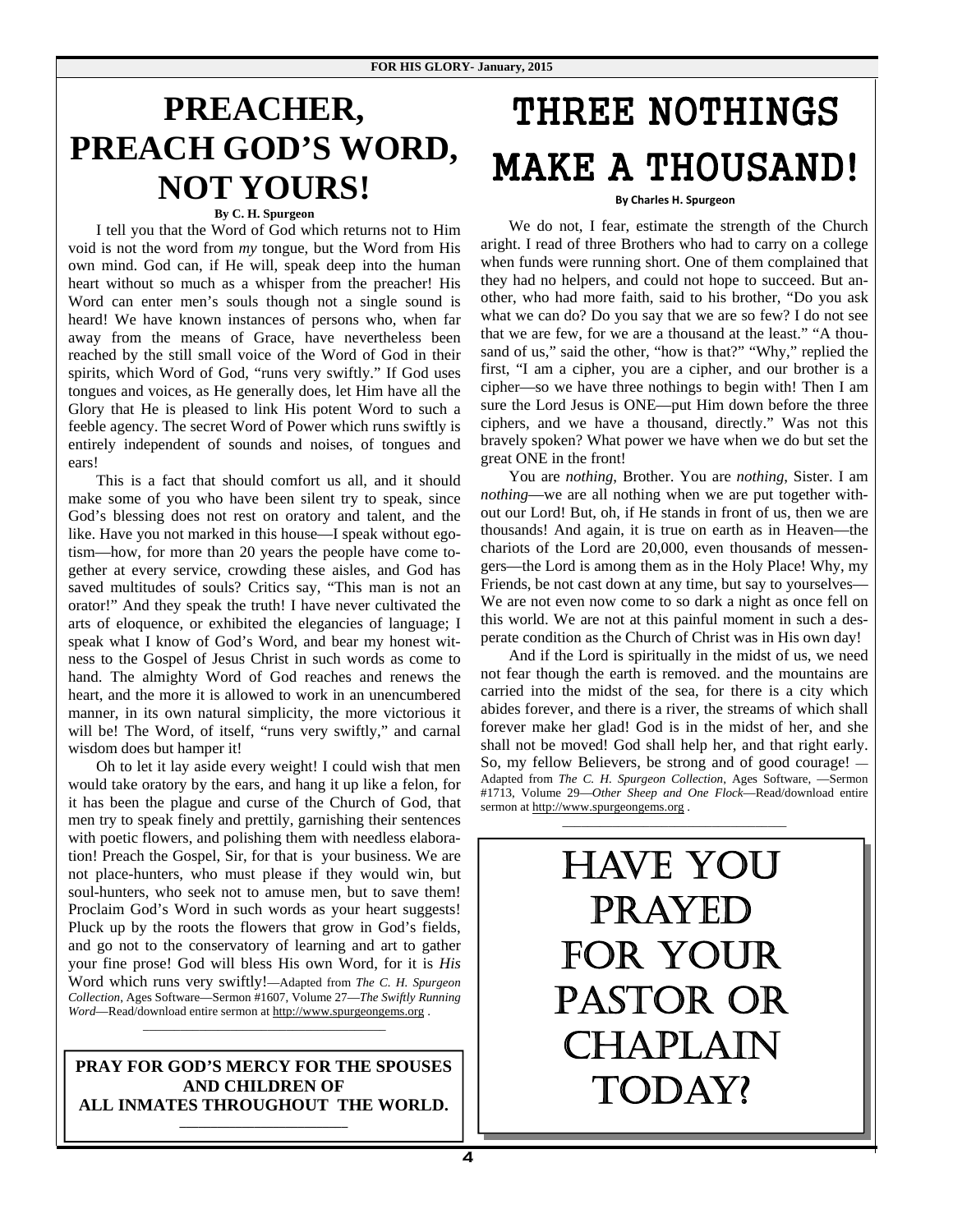# PREACHER, PREACH GOD'S WORD, NOT YOURS!

**By C. H. Spurgeon**

I tell you that the Word of God which returns not to Him void is not the word from *my* tongue, but the Word from His own mind. God can, if He will, speak deep into the human heart without so much as a whisper from the preacher! His Word can enter men's souls though not a single sound is heard! We have known instances of persons who, when far away from the means of Grace, have nevertheless been reached by the still small voice of the Word of God in their spirits, which Word of God, "runs very swiftly." If God uses tongues and voices, as He generally does, let Him have all the Glory that He is pleased to link His potent Word to such a feeble agency. The secret Word of Power which runs swiftly is entirely independent of sounds and noises, of tongues and ears!

This is a fact that should comfort us all, and it should make some of you who have been silent try to speak, since God's blessing does not rest on oratory and talent, and the like. Have you not marked in this house—I speak without egotism—how, for more than 20 years the people have come together at every service, crowding these aisles, and God has saved multitudes of souls? Critics say, "This man is not an orator!" And they speak the truth! I have never cultivated the arts of eloquence, or exhibited the elegancies of language; I speak what I know of God's Word, and bear my honest witness to the Gospel of Jesus Christ in such words as come to hand. The almighty Word of God reaches and renews the heart, and the more it is allowed to work in an unencumbered manner, in its own natural simplicity, the more victorious it will be! The Word, of itself, "runs very swiftly," and carnal wisdom does but hamper it!

Oh to let it lay aside every weight! I could wish that men would take oratory by the ears, and hang it up like a felon, for it has been the plague and curse of the Church of God, that men try to speak finely and prettily, garnishing their sentences with poetic flowers, and polishing them with needless elaboration! Preach the Gospel, Sir, for that is your business. We are not place-hunters, who must please if they would win, but soul-hunters, who seek not to amuse men, but to save them! Proclaim God's Word in such words as your heart suggests! Pluck up by the roots the flowers that grow in God's fields, and go not to the conservatory of learning and art to gather your fine prose! God will bless His own Word, for it is *His* Word which runs very swiftly!—Adapted from *The C. H. Spurgeon Collection*, Ages Software—Sermon #1607, Volume 27—*The Swiftly Running Word*—Read/download entire sermon at http://www.spurgeongems.org .

---

**PRAY FOR GOD'S MERCY FOR THE SPOUSES AND CHILDREN OF ALL INMATES THROUGHOUT THE WORLD.**

---

# THREE NOTHINGS MAKE A THOUSAND!

**By Charles H. Spurgeon**

We do not, I fear, estimate the strength of the Church aright. I read of three Brothers who had to carry on a college when funds were running short. One of them complained that they had no helpers, and could not hope to succeed. But another, who had more faith, said to his brother, "Do you ask what we can do? Do you say that we are so few? I do not see that we are few, for we are a thousand at the least." "A thousand of us," said the other, "how is that?" "Why," replied the first, "I am a cipher, you are a cipher, and our brother is a cipher—so we have three nothings to begin with! Then I am sure the Lord Jesus is ONE—put Him down before the three ciphers, and we have a thousand, directly." Was not this bravely spoken? What power we have when we do but set the great ONE in the front!

You are *nothing*, Brother. You are *nothing*, Sister. I am *nothing*—we are all nothing when we are put together without our Lord! But, oh, if He stands in front of us, then we are thousands! And again, it is true on earth as in Heaven—the chariots of the Lord are 20,000, even thousands of messengers—the Lord is among them as in the Holy Place! Why, my Friends, be not cast down at any time, but say to yourselves—We are not even now come to so dark a night as once fell on this world. We are not at this painful moment in such a desperate condition as the Church of Christ was in His own day!

And if the Lord is spiritually in the midst of us, we need not fear though the earth is removed. and the mountains are carried into the midst of the sea, for there is a city which abides forever, and there is a river, the streams of which shall forever make her glad! God is in the midst of her, and she shall not be moved! God shall help her, and that right early. So, my fellow Believers, be strong and of good courage! —Adapted from *The C. H. Spurgeon Collection*, Ages Software, —Sermon #1713, Volume 29—*Other Sheep and One Flock*—Read/download entire sermon at http://www.spurgeongems.org .

---

**HAVE YOU PRAYED FOR YOUR PASTOR OR CHAPLAIN TODAY?**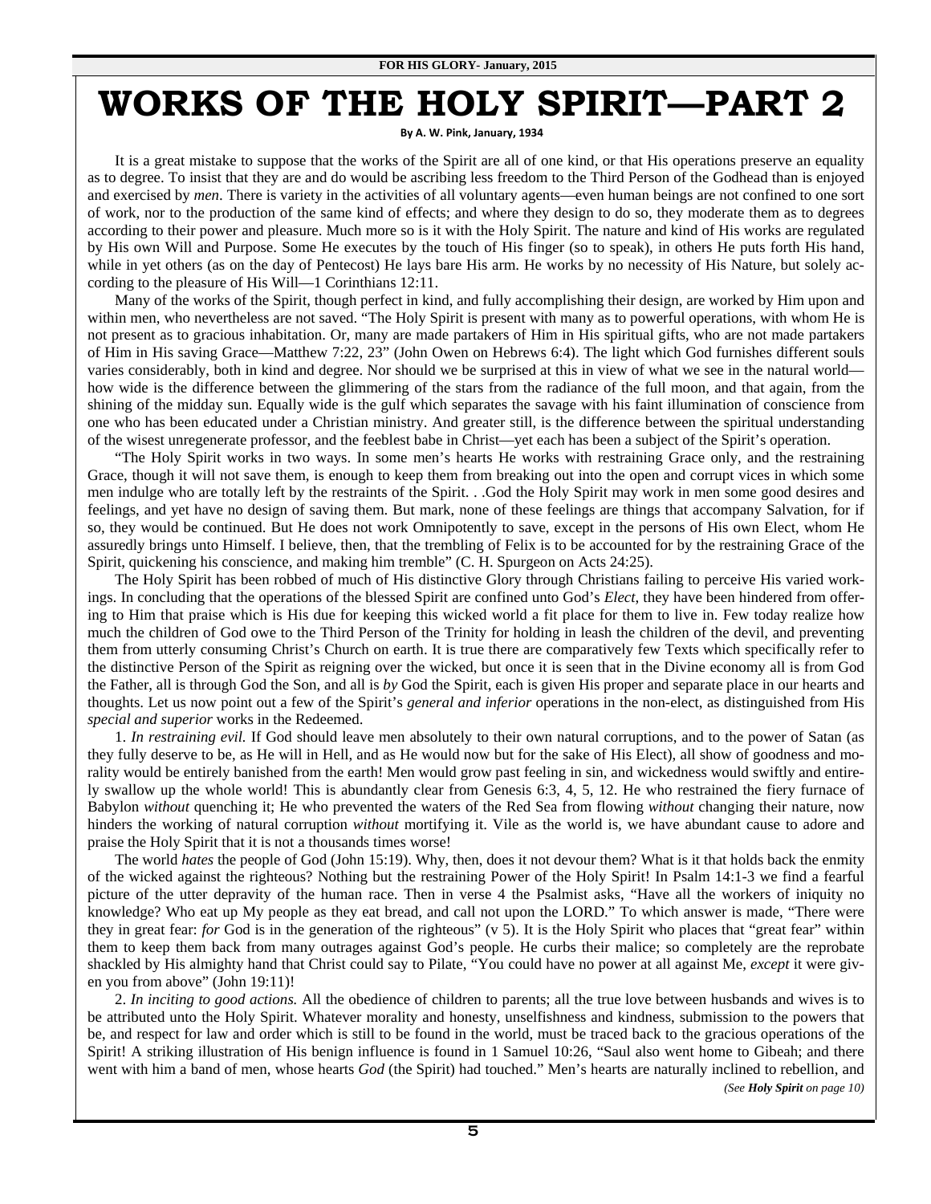# WORKS OF THE HOLY SPIRIT—PART 2

**By A. W. Pink, January, 1934**

It is a great mistake to suppose that the works of the Spirit are all of one kind, or that His operations preserve an equality as to degree. To insist that they are and do would be ascribing less freedom to the Third Person of the Godhead than is enjoyed and exercised by *men*. There is variety in the activities of all voluntary agents—even human beings are not confined to one sort of work, nor to the production of the same kind of effects; and where they design to do so, they moderate them as to degrees according to their power and pleasure. Much more so is it with the Holy Spirit. The nature and kind of His works are regulated by His own Will and Purpose. Some He executes by the touch of His finger (so to speak), in others He puts forth His hand, while in yet others (as on the day of Pentecost) He lays bare His arm. He works by no necessity of His Nature, but solely according to the pleasure of His Will—1 Corinthians 12:11.

Many of the works of the Spirit, though perfect in kind, and fully accomplishing their design, are worked by Him upon and within men, who nevertheless are not saved. "The Holy Spirit is present with many as to powerful operations, with whom He is not present as to gracious inhabitation. Or, many are made partakers of Him in His spiritual gifts, who are not made partakers of Him in His saving Grace—Matthew 7:22, 23" (John Owen on Hebrews 6:4). The light which God furnishes different souls varies considerably, both in kind and degree. Nor should we be surprised at this in view of what we see in the natural world—how wide is the difference between the glimmering of the stars from the radiance of the full moon, and that again, from the shining of the midday sun. Equally wide is the gulf which separates the savage with his faint illumination of conscience from one who has been educated under a Christian ministry. And greater still, is the difference between the spiritual understanding of the wisest unregenerate professor, and the feeblest babe in Christ—yet each has been a subject of the Spirit's operation.

"The Holy Spirit works in two ways. In some men's hearts He works with restraining Grace only, and the restraining Grace, though it will not save them, is enough to keep them from breaking out into the open and corrupt vices in which some men indulge who are totally left by the restraints of the Spirit. . .God the Holy Spirit may work in men some good desires and feelings, and yet have no design of saving them. But mark, none of these feelings are things that accompany Salvation, for if so, they would be continued. But He does not work Omnipotently to save, except in the persons of His own Elect, whom He assuredly brings unto Himself. I believe, then, that the trembling of Felix is to be accounted for by the restraining Grace of the Spirit, quickening his conscience, and making him tremble" (C. H. Spurgeon on Acts 24:25).

The Holy Spirit has been robbed of much of His distinctive Glory through Christians failing to perceive His varied workings. In concluding that the operations of the blessed Spirit are confined unto God's *Elect*, they have been hindered from offering to Him that praise which is His due for keeping this wicked world a fit place for them to live in. Few today realize how much the children of God owe to the Third Person of the Trinity for holding in leash the children of the devil, and preventing them from utterly consuming Christ's Church on earth. It is true there are comparatively few Texts which specifically refer to the distinctive Person of the Spirit as reigning over the wicked, but once it is seen that in the Divine economy all is from God the Father, all is through God the Son, and all is *by* God the Spirit, each is given His proper and separate place in our hearts and thoughts. Let us now point out a few of the Spirit's *general and inferior* operations in the non-elect, as distinguished from His *special and superior* works in the Redeemed.

1. *In restraining evil.* If God should leave men absolutely to their own natural corruptions, and to the power of Satan (as they fully deserve to be, as He will in Hell, and as He would now but for the sake of His Elect), all show of goodness and morality would be entirely banished from the earth! Men would grow past feeling in sin, and wickedness would swiftly and entirely swallow up the whole world! This is abundantly clear from Genesis 6:3, 4, 5, 12. He who restrained the fiery furnace of Babylon *without* quenching it; He who prevented the waters of the Red Sea from flowing *without* changing their nature, now hinders the working of natural corruption *without* mortifying it. Vile as the world is, we have abundant cause to adore and praise the Holy Spirit that it is not a thousands times worse!

The world *hates* the people of God (John 15:19). Why, then, does it not devour them? What is it that holds back the enmity of the wicked against the righteous? Nothing but the restraining Power of the Holy Spirit! In Psalm 14:1-3 we find a fearful picture of the utter depravity of the human race. Then in verse 4 the Psalmist asks, "Have all the workers of iniquity no knowledge? Who eat up My people as they eat bread, and call not upon the LORD." To which answer is made, "There were they in great fear: *for* God is in the generation of the righteous" (v 5). It is the Holy Spirit who places that "great fear" within them to keep them back from many outrages against God's people. He curbs their malice; so completely are the reprobate shackled by His almighty hand that Christ could say to Pilate, "You could have no power at all against Me, *except* it were given you from above" (John 19:11)!

2. *In inciting to good actions.* All the obedience of children to parents; all the true love between husbands and wives is to be attributed unto the Holy Spirit. Whatever morality and honesty, unselfishness and kindness, submission to the powers that be, and respect for law and order which is still to be found in the world, must be traced back to the gracious operations of the Spirit! A striking illustration of His benign influence is found in 1 Samuel 10:26, "Saul also went home to Gibeah; and there went with him a band of men, whose hearts *God* (the Spirit) had touched." Men's hearts are naturally inclined to rebellion, and

*(See **Holy Spirit** on page 10)*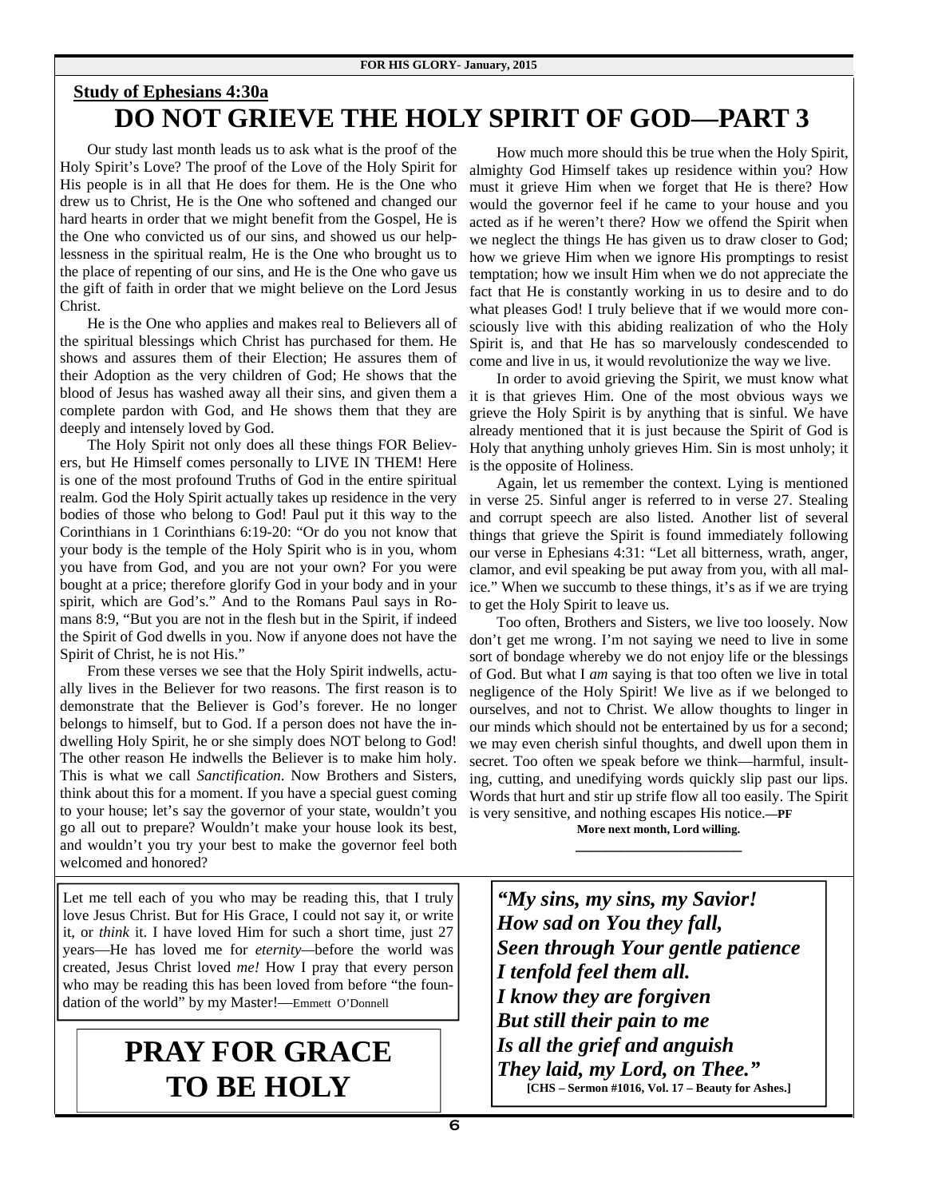**Study of Ephesians 4:30a**

# DO NOT GRIEVE THE HOLY SPIRIT OF GOD—PART 3

Our study last month leads us to ask what is the proof of the Holy Spirit's Love? The proof of the Love of the Holy Spirit for His people is in all that He does for them. He is the One who drew us to Christ, He is the One who softened and changed our hard hearts in order that we might benefit from the Gospel, He is the One who convicted us of our sins, and showed us our helplessness in the spiritual realm, He is the One who brought us to the place of repenting of our sins, and He is the One who gave us the gift of faith in order that we might believe on the Lord Jesus Christ.

He is the One who applies and makes real to Believers all of the spiritual blessings which Christ has purchased for them. He shows and assures them of their Election; He assures them of their Adoption as the very children of God; He shows that the blood of Jesus has washed away all their sins, and given them a complete pardon with God, and He shows them that they are deeply and intensely loved by God.

The Holy Spirit not only does all these things FOR Believers, but He Himself comes personally to LIVE IN THEM! Here is one of the most profound Truths of God in the entire spiritual realm. God the Holy Spirit actually takes up residence in the very bodies of those who belong to God! Paul put it this way to the Corinthians in 1 Corinthians 6:19-20: "Or do you not know that your body is the temple of the Holy Spirit who is in you, whom you have from God, and you are not your own? For you were bought at a price; therefore glorify God in your body and in your spirit, which are God's." And to the Romans Paul says in Romans 8:9, "But you are not in the flesh but in the Spirit, if indeed the Spirit of God dwells in you. Now if anyone does not have the Spirit of Christ, he is not His."

From these verses we see that the Holy Spirit indwells, actually lives in the Believer for two reasons. The first reason is to demonstrate that the Believer is God's forever. He no longer belongs to himself, but to God. If a person does not have the indwelling Holy Spirit, he or she simply does NOT belong to God! The other reason He indwells the Believer is to make him holy. This is what we call *Sanctification*. Now Brothers and Sisters, think about this for a moment. If you have a special guest coming to your house; let's say the governor of your state, wouldn't you go all out to prepare? Wouldn't make your house look its best, and wouldn't you try your best to make the governor feel both welcomed and honored?

How much more should this be true when the Holy Spirit, almighty God Himself takes up residence within you? How must it grieve Him when we forget that He is there? How would the governor feel if he came to your house and you acted as if he weren't there? How we offend the Spirit when we neglect the things He has given us to draw closer to God; how we grieve Him when we ignore His promptings to resist temptation; how we insult Him when we do not appreciate the fact that He is constantly working in us to desire and to do what pleases God! I truly believe that if we would more consciously live with this abiding realization of who the Holy Spirit is, and that He has so marvelously condescended to come and live in us, it would revolutionize the way we live.

In order to avoid grieving the Spirit, we must know what it is that grieves Him. One of the most obvious ways we grieve the Holy Spirit is by anything that is sinful. We have already mentioned that it is just because the Spirit of God is Holy that anything unholy grieves Him. Sin is most unholy; it is the opposite of Holiness.

Again, let us remember the context. Lying is mentioned in verse 25. Sinful anger is referred to in verse 27. Stealing and corrupt speech are also listed. Another list of several things that grieve the Spirit is found immediately following our verse in Ephesians 4:31: "Let all bitterness, wrath, anger, clamor, and evil speaking be put away from you, with all malice." When we succumb to these things, it's as if we are trying to get the Holy Spirit to leave us.

Too often, Brothers and Sisters, we live too loosely. Now don't get me wrong. I'm not saying we need to live in some sort of bondage whereby we do not enjoy life or the blessings of God. But what I *am* saying is that too often we live in total negligence of the Holy Spirit! We live as if we belonged to ourselves, and not to Christ. We allow thoughts to linger in our minds which should not be entertained by us for a second; we may even cherish sinful thoughts, and dwell upon them in secret. Too often we speak before we think—harmful, insulting, cutting, and unedifying words quickly slip past our lips. Words that hurt and stir up strife flow all too easily. The Spirit is very sensitive, and nothing escapes His notice.**—PF**

**More next month, Lord willing.**

---

Let me tell each of you who may be reading this, that I truly love Jesus Christ. But for His Grace, I could not say it, or write it, or *think* it. I have loved Him for such a short time, just 27 years—He has loved me for *eternity*—before the world was created, Jesus Christ loved *me!* How I pray that every person who may be reading this has been loved from before "the foundation of the world" by my Master!—Emmett O'Donnell

# PRAY FOR GRACE TO BE HOLY

***"My sins, my sins, my Savior!***
***How sad on You they fall,***
***Seen through Your gentle patience***
***I tenfold feel them all.***
***I know they are forgiven***
***But still their pain to me***
***Is all the grief and anguish***
***They laid, my Lord, on Thee."***

**[CHS – Sermon #1016, Vol. 17 – Beauty for Ashes.]**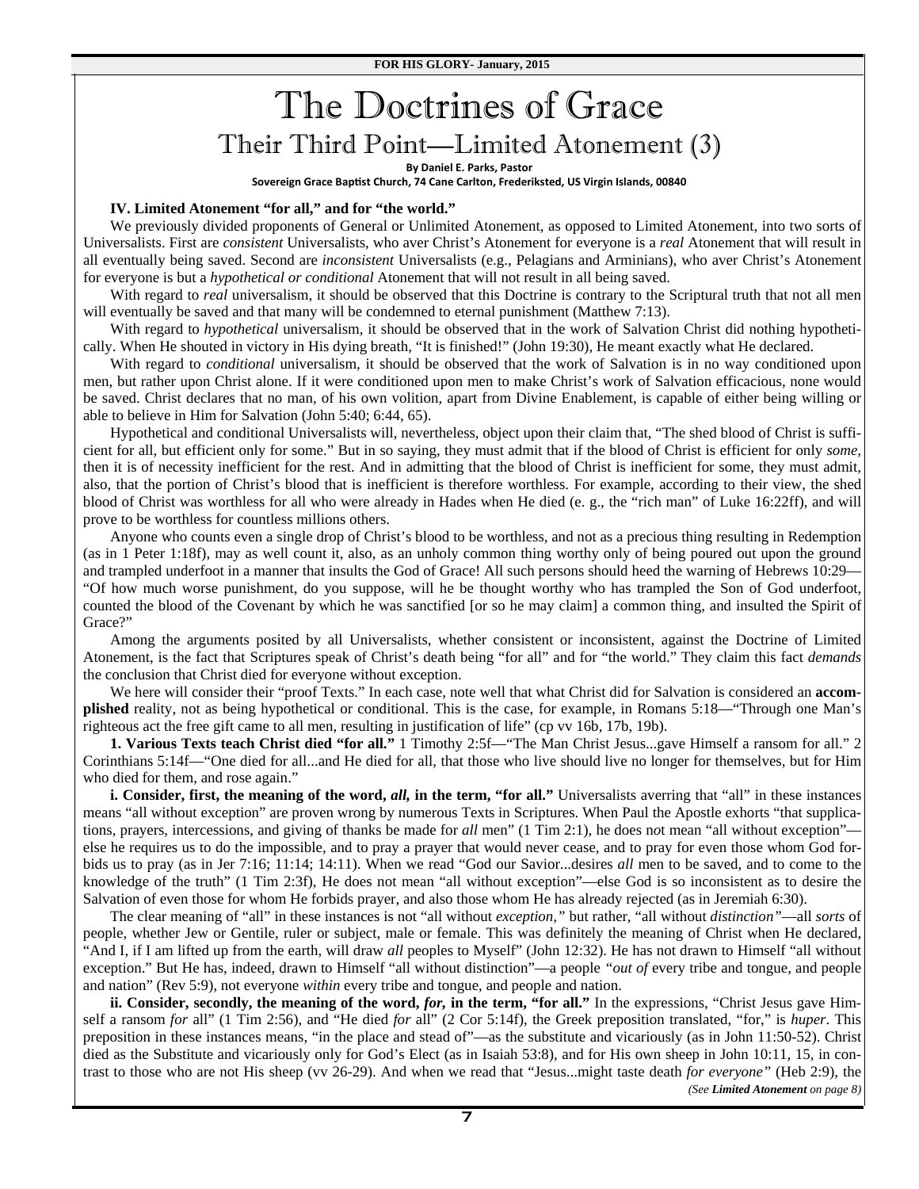# The Doctrines of Grace

## Their Third Point—Limited Atonement (3)

**By Daniel E. Parks, Pastor**

**Sovereign Grace Baptist Church, 74 Cane Carlton, Frederiksted, US Virgin Islands, 00840**

**IV. Limited Atonement "for all," and for "the world."**

We previously divided proponents of General or Unlimited Atonement, as opposed to Limited Atonement, into two sorts of Universalists. First are *consistent* Universalists, who aver Christ's Atonement for everyone is a *real* Atonement that will result in all eventually being saved. Second are *inconsistent* Universalists (e.g., Pelagians and Arminians), who aver Christ's Atonement for everyone is but a *hypothetical or conditional* Atonement that will not result in all being saved.

With regard to *real* universalism, it should be observed that this Doctrine is contrary to the Scriptural truth that not all men will eventually be saved and that many will be condemned to eternal punishment (Matthew 7:13).

With regard to *hypothetical* universalism, it should be observed that in the work of Salvation Christ did nothing hypothetically. When He shouted in victory in His dying breath, "It is finished!" (John 19:30), He meant exactly what He declared.

With regard to *conditional* universalism, it should be observed that the work of Salvation is in no way conditioned upon men, but rather upon Christ alone. If it were conditioned upon men to make Christ's work of Salvation efficacious, none would be saved. Christ declares that no man, of his own volition, apart from Divine Enablement, is capable of either being willing or able to believe in Him for Salvation (John 5:40; 6:44, 65).

Hypothetical and conditional Universalists will, nevertheless, object upon their claim that, "The shed blood of Christ is sufficient for all, but efficient only for some." But in so saying, they must admit that if the blood of Christ is efficient for only *some*, then it is of necessity inefficient for the rest. And in admitting that the blood of Christ is inefficient for some, they must admit, also, that the portion of Christ's blood that is inefficient is therefore worthless. For example, according to their view, the shed blood of Christ was worthless for all who were already in Hades when He died (e. g., the "rich man" of Luke 16:22ff), and will prove to be worthless for countless millions others.

Anyone who counts even a single drop of Christ's blood to be worthless, and not as a precious thing resulting in Redemption (as in 1 Peter 1:18f), may as well count it, also, as an unholy common thing worthy only of being poured out upon the ground and trampled underfoot in a manner that insults the God of Grace! All such persons should heed the warning of Hebrews 10:29—"Of how much worse punishment, do you suppose, will he be thought worthy who has trampled the Son of God underfoot, counted the blood of the Covenant by which he was sanctified [or so he may claim] a common thing, and insulted the Spirit of Grace?"

Among the arguments posited by all Universalists, whether consistent or inconsistent, against the Doctrine of Limited Atonement, is the fact that Scriptures speak of Christ's death being "for all" and for "the world." They claim this fact *demands* the conclusion that Christ died for everyone without exception.

We here will consider their "proof Texts." In each case, note well that what Christ did for Salvation is considered an **accomplished** reality, not as being hypothetical or conditional. This is the case, for example, in Romans 5:18—"Through one Man's righteous act the free gift came to all men, resulting in justification of life" (cp vv 16b, 17b, 19b).

**1. Various Texts teach Christ died "for all."** 1 Timothy 2:5f—"The Man Christ Jesus...gave Himself a ransom for all." 2 Corinthians 5:14f—"One died for all...and He died for all, that those who live should live no longer for themselves, but for Him who died for them, and rose again."

**i. Consider, first, the meaning of the word, *all,* in the term, "for all."** Universalists averring that "all" in these instances means "all without exception" are proven wrong by numerous Texts in Scriptures. When Paul the Apostle exhorts "that supplications, prayers, intercessions, and giving of thanks be made for *all* men" (1 Tim 2:1), he does not mean "all without exception"—else he requires us to do the impossible, and to pray a prayer that would never cease, and to pray for even those whom God forbids us to pray (as in Jer 7:16; 11:14; 14:11). When we read "God our Savior...desires *all* men to be saved, and to come to the knowledge of the truth" (1 Tim 2:3f), He does not mean "all without exception"—else God is so inconsistent as to desire the Salvation of even those for whom He forbids prayer, and also those whom He has already rejected (as in Jeremiah 6:30).

The clear meaning of "all" in these instances is not "all without *exception,"* but rather, "all without *distinction"*—all *sorts* of people, whether Jew or Gentile, ruler or subject, male or female. This was definitely the meaning of Christ when He declared, "And I, if I am lifted up from the earth, will draw *all* peoples to Myself" (John 12:32). He has not drawn to Himself "all without exception." But He has, indeed, drawn to Himself "all without distinction"—a people *"out of* every tribe and tongue, and people and nation" (Rev 5:9), not everyone *within* every tribe and tongue, and people and nation.

**ii. Consider, secondly, the meaning of the word, *for,* in the term, "for all."** In the expressions, "Christ Jesus gave Himself a ransom *for* all" (1 Tim 2:56), and "He died *for* all" (2 Cor 5:14f), the Greek preposition translated, "for," is *huper*. This preposition in these instances means, "in the place and stead of"—as the substitute and vicariously (as in John 11:50-52). Christ died as the Substitute and vicariously only for God's Elect (as in Isaiah 53:8), and for His own sheep in John 10:11, 15, in contrast to those who are not His sheep (vv 26-29). And when we read that "Jesus...might taste death *for everyone"* (Heb 2:9), the

*(See **Limited Atonement** on page 8)*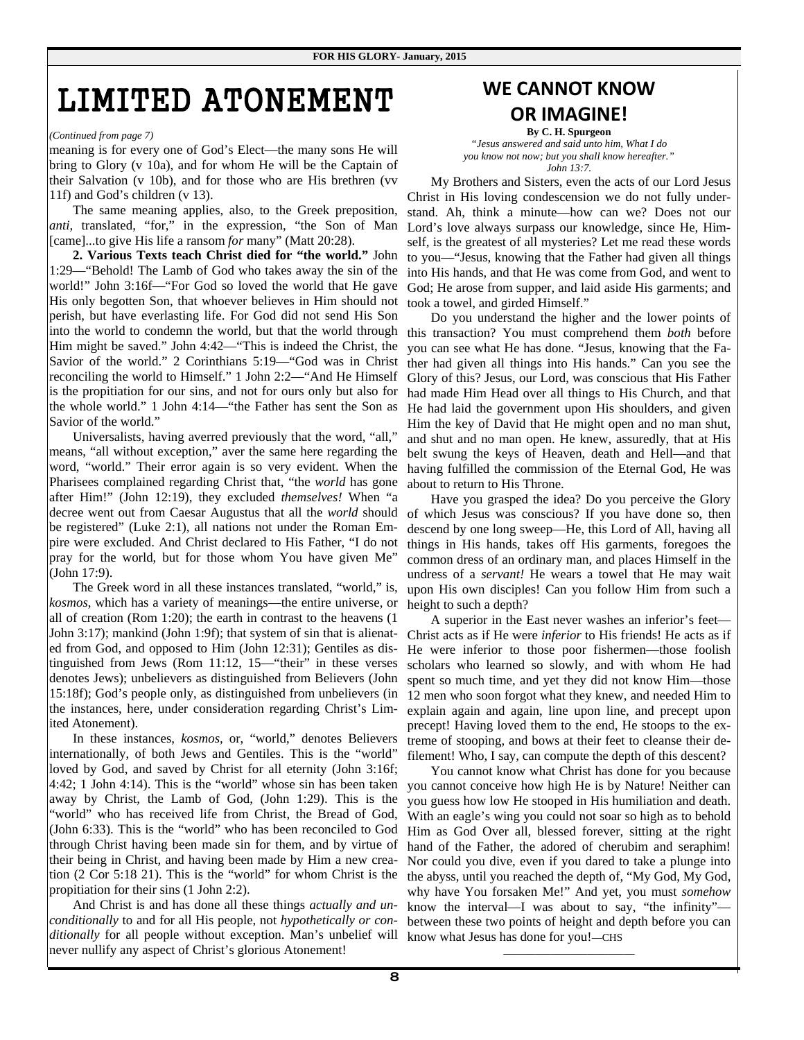# LIMITED ATONEMENT

*(Continued from page 7)*

meaning is for every one of God's Elect—the many sons He will bring to Glory (v 10a), and for whom He will be the Captain of their Salvation (v 10b), and for those who are His brethren (vv 11f) and God's children (v 13).

The same meaning applies, also, to the Greek preposition, *anti,* translated, "for," in the expression, "the Son of Man [came]...to give His life a ransom *for* many" (Matt 20:28).

**2. Various Texts teach Christ died for "the world."** John 1:29—"Behold! The Lamb of God who takes away the sin of the world!" John 3:16f—"For God so loved the world that He gave His only begotten Son, that whoever believes in Him should not perish, but have everlasting life. For God did not send His Son into the world to condemn the world, but that the world through Him might be saved." John 4:42—"This is indeed the Christ, the Savior of the world." 2 Corinthians 5:19—"God was in Christ reconciling the world to Himself." 1 John 2:2—"And He Himself is the propitiation for our sins, and not for ours only but also for the whole world." 1 John 4:14—"the Father has sent the Son as Savior of the world."

Universalists, having averred previously that the word, "all," means, "all without exception," aver the same here regarding the word, "world." Their error again is so very evident. When the Pharisees complained regarding Christ that, "the *world* has gone after Him!" (John 12:19), they excluded *themselves!* When "a decree went out from Caesar Augustus that all the *world* should be registered" (Luke 2:1), all nations not under the Roman Empire were excluded. And Christ declared to His Father, "I do not pray for the world, but for those whom You have given Me" (John 17:9).

The Greek word in all these instances translated, "world," is, *kosmos,* which has a variety of meanings—the entire universe, or all of creation (Rom 1:20); the earth in contrast to the heavens (1 John 3:17); mankind (John 1:9f); that system of sin that is alienated from God, and opposed to Him (John 12:31); Gentiles as distinguished from Jews (Rom 11:12, 15—"their" in these verses denotes Jews); unbelievers as distinguished from Believers (John 15:18f); God's people only, as distinguished from unbelievers (in the instances, here, under consideration regarding Christ's Limited Atonement).

In these instances, *kosmos,* or, "world," denotes Believers internationally, of both Jews and Gentiles. This is the "world" loved by God, and saved by Christ for all eternity (John 3:16f; 4:42; 1 John 4:14). This is the "world" whose sin has been taken away by Christ, the Lamb of God, (John 1:29). This is the "world" who has received life from Christ, the Bread of God, (John 6:33). This is the "world" who has been reconciled to God through Christ having been made sin for them, and by virtue of their being in Christ, and having been made by Him a new creation (2 Cor 5:18 21). This is the "world" for whom Christ is the propitiation for their sins (1 John 2:2).

And Christ is and has done all these things *actually and unconditionally* to and for all His people, not *hypothetically or conditionally* for all people without exception. Man's unbelief will never nullify any aspect of Christ's glorious Atonement!

# WE CANNOT KNOW OR IMAGINE!

**By C. H. Spurgeon**

*"Jesus answered and said unto him, What I do you know not now; but you shall know hereafter." John 13:7.*

My Brothers and Sisters, even the acts of our Lord Jesus Christ in His loving condescension we do not fully understand. Ah, think a minute—how can we? Does not our Lord's love always surpass our knowledge, since He, Himself, is the greatest of all mysteries? Let me read these words to you—"Jesus, knowing that the Father had given all things into His hands, and that He was come from God, and went to God; He arose from supper, and laid aside His garments; and took a towel, and girded Himself."

Do you understand the higher and the lower points of this transaction? You must comprehend them *both* before you can see what He has done. "Jesus, knowing that the Father had given all things into His hands." Can you see the Glory of this? Jesus, our Lord, was conscious that His Father had made Him Head over all things to His Church, and that He had laid the government upon His shoulders, and given Him the key of David that He might open and no man shut, and shut and no man open. He knew, assuredly, that at His belt swung the keys of Heaven, death and Hell—and that having fulfilled the commission of the Eternal God, He was about to return to His Throne.

Have you grasped the idea? Do you perceive the Glory of which Jesus was conscious? If you have done so, then descend by one long sweep—He, this Lord of All, having all things in His hands, takes off His garments, foregoes the common dress of an ordinary man, and places Himself in the undress of a *servant!* He wears a towel that He may wait upon His own disciples! Can you follow Him from such a height to such a depth?

A superior in the East never washes an inferior's feet—Christ acts as if He were *inferior* to His friends! He acts as if He were inferior to those poor fishermen—those foolish scholars who learned so slowly, and with whom He had spent so much time, and yet they did not know Him—those 12 men who soon forgot what they knew, and needed Him to explain again and again, line upon line, and precept upon precept! Having loved them to the end, He stoops to the extreme of stooping, and bows at their feet to cleanse their defilement! Who, I say, can compute the depth of this descent?

You cannot know what Christ has done for you because you cannot conceive how high He is by Nature! Neither can you guess how low He stooped in His humiliation and death. With an eagle's wing you could not soar so high as to behold Him as God Over all, blessed forever, sitting at the right hand of the Father, the adored of cherubim and seraphim! Nor could you dive, even if you dared to take a plunge into the abyss, until you reached the depth of, "My God, My God, why have You forsaken Me!" And yet, you must *somehow* know the interval—I was about to say, "the infinity"—between these two points of height and depth before you can know what Jesus has done for you!—CHS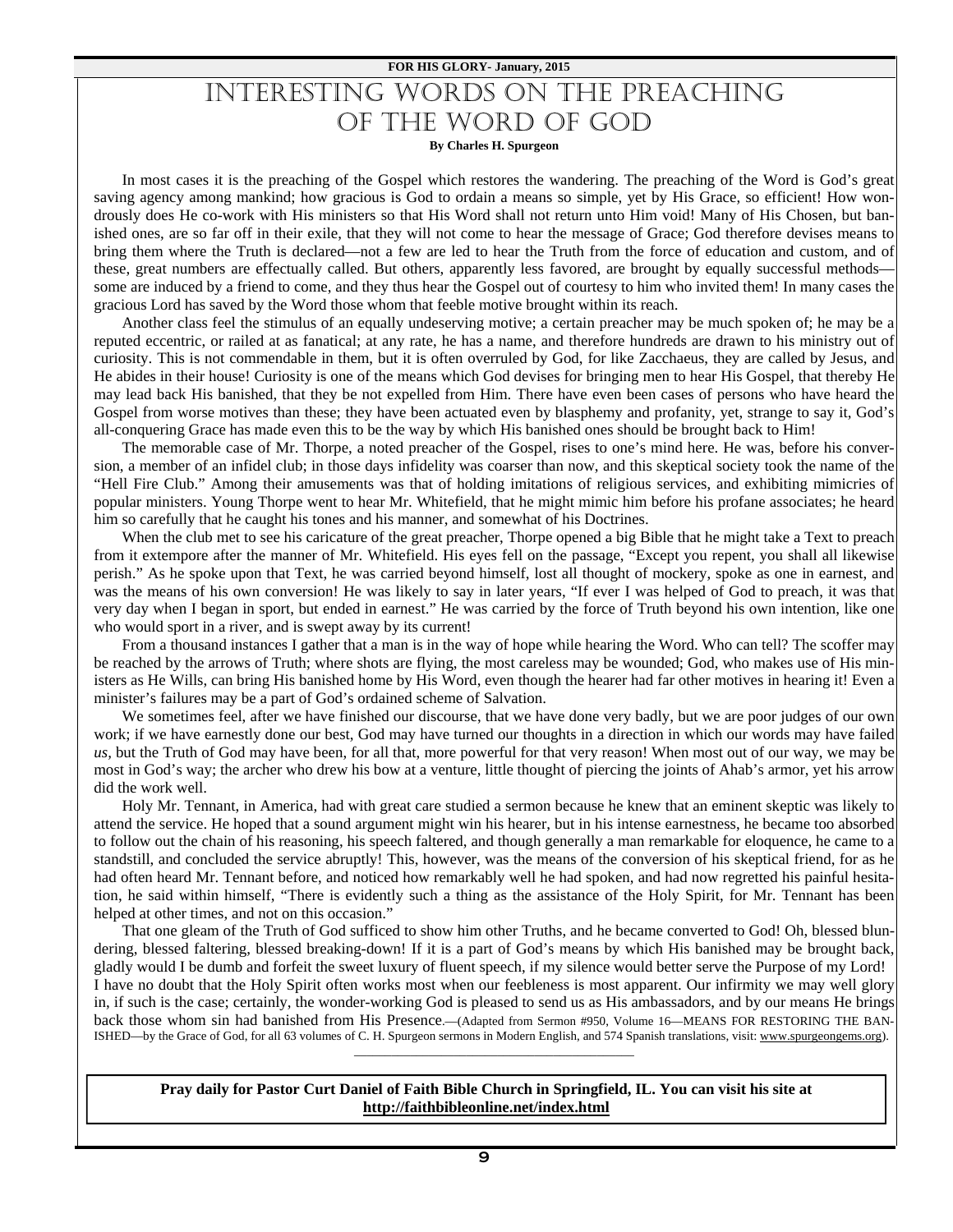# INTERESTING WORDS ON THE PREACHING OF THE WORD OF GOD

**By Charles H. Spurgeon**

In most cases it is the preaching of the Gospel which restores the wandering. The preaching of the Word is God's great saving agency among mankind; how gracious is God to ordain a means so simple, yet by His Grace, so efficient! How wondrously does He co-work with His ministers so that His Word shall not return unto Him void! Many of His Chosen, but banished ones, are so far off in their exile, that they will not come to hear the message of Grace; God therefore devises means to bring them where the Truth is declared—not a few are led to hear the Truth from the force of education and custom, and of these, great numbers are effectually called. But others, apparently less favored, are brought by equally successful methods—some are induced by a friend to come, and they thus hear the Gospel out of courtesy to him who invited them! In many cases the gracious Lord has saved by the Word those whom that feeble motive brought within its reach.

Another class feel the stimulus of an equally undeserving motive; a certain preacher may be much spoken of; he may be a reputed eccentric, or railed at as fanatical; at any rate, he has a name, and therefore hundreds are drawn to his ministry out of curiosity. This is not commendable in them, but it is often overruled by God, for like Zacchaeus, they are called by Jesus, and He abides in their house! Curiosity is one of the means which God devises for bringing men to hear His Gospel, that thereby He may lead back His banished, that they be not expelled from Him. There have even been cases of persons who have heard the Gospel from worse motives than these; they have been actuated even by blasphemy and profanity, yet, strange to say it, God's all-conquering Grace has made even this to be the way by which His banished ones should be brought back to Him!

The memorable case of Mr. Thorpe, a noted preacher of the Gospel, rises to one's mind here. He was, before his conversion, a member of an infidel club; in those days infidelity was coarser than now, and this skeptical society took the name of the "Hell Fire Club." Among their amusements was that of holding imitations of religious services, and exhibiting mimicries of popular ministers. Young Thorpe went to hear Mr. Whitefield, that he might mimic him before his profane associates; he heard him so carefully that he caught his tones and his manner, and somewhat of his Doctrines.

When the club met to see his caricature of the great preacher, Thorpe opened a big Bible that he might take a Text to preach from it extempore after the manner of Mr. Whitefield. His eyes fell on the passage, "Except you repent, you shall all likewise perish." As he spoke upon that Text, he was carried beyond himself, lost all thought of mockery, spoke as one in earnest, and was the means of his own conversion! He was likely to say in later years, "If ever I was helped of God to preach, it was that very day when I began in sport, but ended in earnest." He was carried by the force of Truth beyond his own intention, like one who would sport in a river, and is swept away by its current!

From a thousand instances I gather that a man is in the way of hope while hearing the Word. Who can tell? The scoffer may be reached by the arrows of Truth; where shots are flying, the most careless may be wounded; God, who makes use of His ministers as He Wills, can bring His banished home by His Word, even though the hearer had far other motives in hearing it! Even a minister's failures may be a part of God's ordained scheme of Salvation.

We sometimes feel, after we have finished our discourse, that we have done very badly, but we are poor judges of our own work; if we have earnestly done our best, God may have turned our thoughts in a direction in which our words may have failed *us,* but the Truth of God may have been, for all that, more powerful for that very reason! When most out of our way, we may be most in God's way; the archer who drew his bow at a venture, little thought of piercing the joints of Ahab's armor, yet his arrow did the work well.

Holy Mr. Tennant, in America, had with great care studied a sermon because he knew that an eminent skeptic was likely to attend the service. He hoped that a sound argument might win his hearer, but in his intense earnestness, he became too absorbed to follow out the chain of his reasoning, his speech faltered, and though generally a man remarkable for eloquence, he came to a standstill, and concluded the service abruptly! This, however, was the means of the conversion of his skeptical friend, for as he had often heard Mr. Tennant before, and noticed how remarkably well he had spoken, and had now regretted his painful hesitation, he said within himself, "There is evidently such a thing as the assistance of the Holy Spirit, for Mr. Tennant has been helped at other times, and not on this occasion."

That one gleam of the Truth of God sufficed to show him other Truths, and he became converted to God! Oh, blessed blundering, blessed faltering, blessed breaking-down! If it is a part of God's means by which His banished may be brought back, gladly would I be dumb and forfeit the sweet luxury of fluent speech, if my silence would better serve the Purpose of my Lord! I have no doubt that the Holy Spirit often works most when our feebleness is most apparent. Our infirmity we may well glory in, if such is the case; certainly, the wonder-working God is pleased to send us as His ambassadors, and by our means He brings back those whom sin had banished from His Presence.—(Adapted from Sermon #950, Volume 16—MEANS FOR RESTORING THE BANISHED—by the Grace of God, for all 63 volumes of C. H. Spurgeon sermons in Modern English, and 574 Spanish translations, visit: www.spurgeongems.org).

---

**Pray daily for Pastor Curt Daniel of Faith Bible Church in Springfield, IL. You can visit his site at http://faithbibleonline.net/index.html**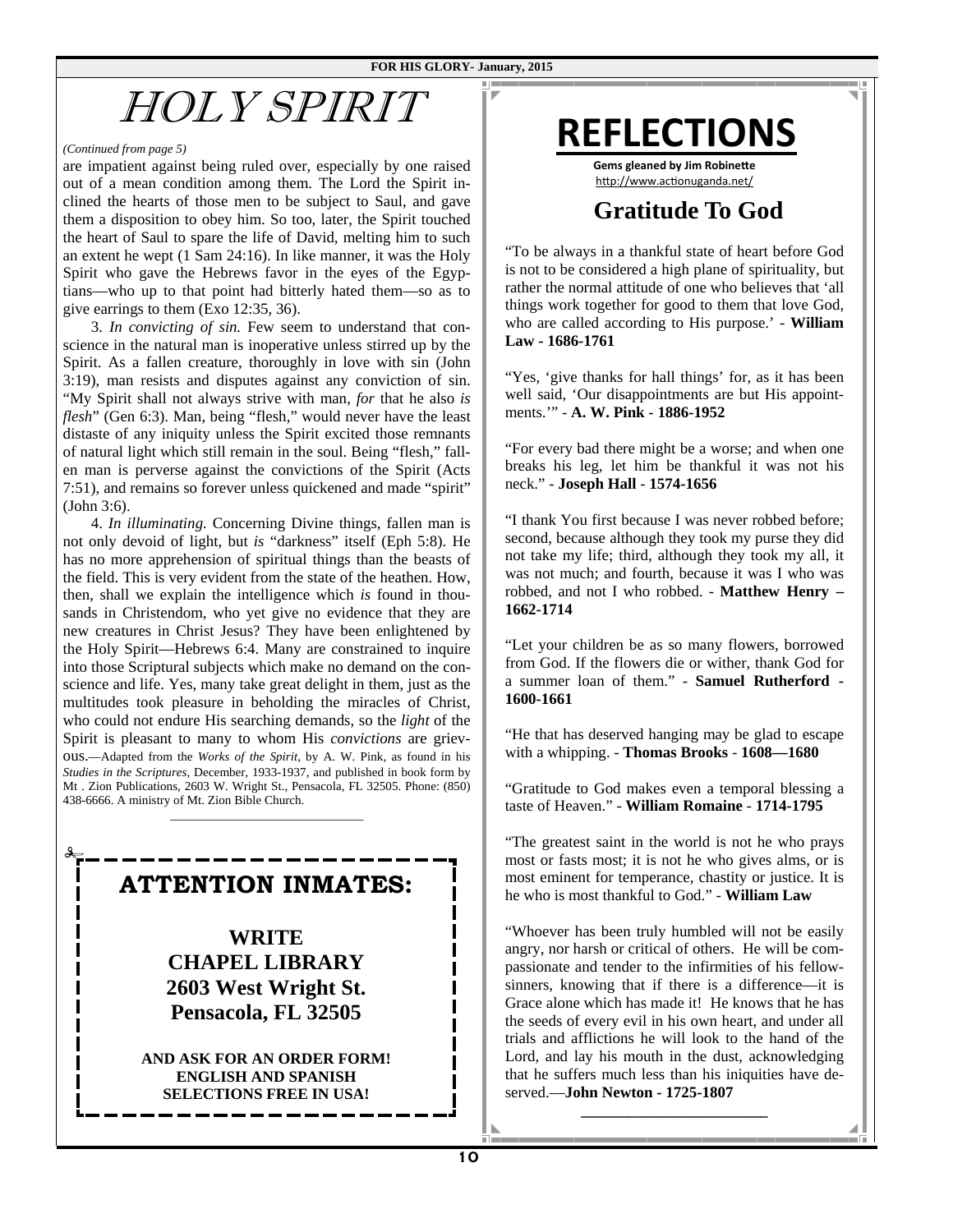# HOLY SPIRIT

*(Continued from page 5)*

are impatient against being ruled over, especially by one raised out of a mean condition among them. The Lord the Spirit inclined the hearts of those men to be subject to Saul, and gave them a disposition to obey him. So too, later, the Spirit touched the heart of Saul to spare the life of David, melting him to such an extent he wept (1 Sam 24:16). In like manner, it was the Holy Spirit who gave the Hebrews favor in the eyes of the Egyptians—who up to that point had bitterly hated them—so as to give earrings to them (Exo 12:35, 36).

3. *In convicting of sin.* Few seem to understand that conscience in the natural man is inoperative unless stirred up by the Spirit. As a fallen creature, thoroughly in love with sin (John 3:19), man resists and disputes against any conviction of sin. "My Spirit shall not always strive with man, *for* that he also *is flesh*" (Gen 6:3). Man, being "flesh," would never have the least distaste of any iniquity unless the Spirit excited those remnants of natural light which still remain in the soul. Being "flesh," fallen man is perverse against the convictions of the Spirit (Acts 7:51), and remains so forever unless quickened and made "spirit" (John 3:6).

4. *In illuminating.* Concerning Divine things, fallen man is not only devoid of light, but *is* "darkness" itself (Eph 5:8). He has no more apprehension of spiritual things than the beasts of the field. This is very evident from the state of the heathen. How, then, shall we explain the intelligence which *is* found in thousands in Christendom, who yet give no evidence that they are new creatures in Christ Jesus? They have been enlightened by the Holy Spirit—Hebrews 6:4. Many are constrained to inquire into those Scriptural subjects which make no demand on the conscience and life. Yes, many take great delight in them, just as the multitudes took pleasure in beholding the miracles of Christ, who could not endure His searching demands, so the *light* of the Spirit is pleasant to many to whom His *convictions* are grievous.—Adapted from the *Works of the Spirit*, by A. W. Pink, as found in his *Studies in the Scriptures*, December, 1933-1937, and published in book form by Mt . Zion Publications, 2603 W. Wright St., Pensacola, FL 32505. Phone: (850) 438-6666. A ministry of Mt. Zion Bible Church.

---

## ATTENTION INMATES:

**WRITE**
**CHAPEL LIBRARY**
**2603 West Wright St.**
**Pensacola, FL 32505**

**AND ASK FOR AN ORDER FORM!**
**ENGLISH AND SPANISH**
**SELECTIONS FREE IN USA!**

---

# REFLECTIONS

**Gems gleaned by Jim Robinette**
http://www.actionuganda.net/

## Gratitude To God

"To be always in a thankful state of heart before God is not to be considered a high plane of spirituality, but rather the normal attitude of one who believes that 'all things work together for good to them that love God, who are called according to His purpose.' - **William Law - 1686-1761**

"Yes, 'give thanks for hall things' for, as it has been well said, 'Our disappointments are but His appointments.'" - **A. W. Pink - 1886-1952**

"For every bad there might be a worse; and when one breaks his leg, let him be thankful it was not his neck." - **Joseph Hall - 1574-1656**

"I thank You first because I was never robbed before; second, because although they took my purse they did not take my life; third, although they took my all, it was not much; and fourth, because it was I who was robbed, and not I who robbed. - **Matthew Henry – 1662-1714**

"Let your children be as so many flowers, borrowed from God. If the flowers die or wither, thank God for a summer loan of them." - **Samuel Rutherford - 1600-1661**

"He that has deserved hanging may be glad to escape with a whipping. - **Thomas Brooks - 1608—1680**

"Gratitude to God makes even a temporal blessing a taste of Heaven." - **William Romaine - 1714-1795**

"The greatest saint in the world is not he who prays most or fasts most; it is not he who gives alms, or is most eminent for temperance, chastity or justice. It is he who is most thankful to God." - **William Law**

"Whoever has been truly humbled will not be easily angry, nor harsh or critical of others. He will be compassionate and tender to the infirmities of his fellow-sinners, knowing that if there is a difference—it is Grace alone which has made it! He knows that he has the seeds of every evil in his own heart, and under all trials and afflictions he will look to the hand of the Lord, and lay his mouth in the dust, acknowledging that he suffers much less than his iniquities have deserved.—**John Newton - 1725-1807**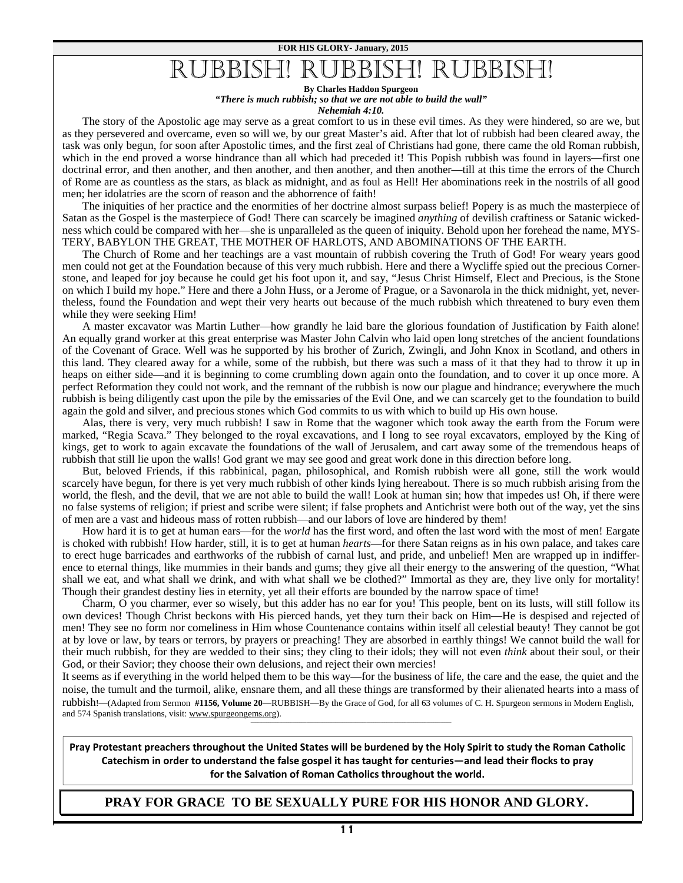# RUBBISH! RUBBISH! RUBBISH!

**By Charles Haddon Spurgeon**

***"There is much rubbish; so that we are not able to build the wall"***
***Nehemiah 4:10.***

The story of the Apostolic age may serve as a great comfort to us in these evil times. As they were hindered, so are we, but as they persevered and overcame, even so will we, by our great Master's aid. After that lot of rubbish had been cleared away, the task was only begun, for soon after Apostolic times, and the first zeal of Christians had gone, there came the old Roman rubbish, which in the end proved a worse hindrance than all which had preceded it! This Popish rubbish was found in layers—first one doctrinal error, and then another, and then another, and then another, and then another—till at this time the errors of the Church of Rome are as countless as the stars, as black as midnight, and as foul as Hell! Her abominations reek in the nostrils of all good men; her idolatries are the scorn of reason and the abhorrence of faith!

The iniquities of her practice and the enormities of her doctrine almost surpass belief! Popery is as much the masterpiece of Satan as the Gospel is the masterpiece of God! There can scarcely be imagined *anything* of devilish craftiness or Satanic wickedness which could be compared with her—she is unparalleled as the queen of iniquity. Behold upon her forehead the name, MYSTERY, BABYLON THE GREAT, THE MOTHER OF HARLOTS, AND ABOMINATIONS OF THE EARTH.

The Church of Rome and her teachings are a vast mountain of rubbish covering the Truth of God! For weary years good men could not get at the Foundation because of this very much rubbish. Here and there a Wycliffe spied out the precious Cornerstone, and leaped for joy because he could get his foot upon it, and say, "Jesus Christ Himself, Elect and Precious, is the Stone on which I build my hope." Here and there a John Huss, or a Jerome of Prague, or a Savonarola in the thick midnight, yet, nevertheless, found the Foundation and wept their very hearts out because of the much rubbish which threatened to bury even them while they were seeking Him!

A master excavator was Martin Luther—how grandly he laid bare the glorious foundation of Justification by Faith alone! An equally grand worker at this great enterprise was Master John Calvin who laid open long stretches of the ancient foundations of the Covenant of Grace. Well was he supported by his brother of Zurich, Zwingli, and John Knox in Scotland, and others in this land. They cleared away for a while, some of the rubbish, but there was such a mass of it that they had to throw it up in heaps on either side—and it is beginning to come crumbling down again onto the foundation, and to cover it up once more. A perfect Reformation they could not work, and the remnant of the rubbish is now our plague and hindrance; everywhere the much rubbish is being diligently cast upon the pile by the emissaries of the Evil One, and we can scarcely get to the foundation to build again the gold and silver, and precious stones which God commits to us with which to build up His own house.

Alas, there is very, very much rubbish! I saw in Rome that the wagoner which took away the earth from the Forum were marked, "Regia Scava." They belonged to the royal excavations, and I long to see royal excavators, employed by the King of kings, get to work to again excavate the foundations of the wall of Jerusalem, and cart away some of the tremendous heaps of rubbish that still lie upon the walls! God grant we may see good and great work done in this direction before long.

But, beloved Friends, if this rabbinical, pagan, philosophical, and Romish rubbish were all gone, still the work would scarcely have begun, for there is yet very much rubbish of other kinds lying hereabout. There is so much rubbish arising from the world, the flesh, and the devil, that we are not able to build the wall! Look at human sin; how that impedes us! Oh, if there were no false systems of religion; if priest and scribe were silent; if false prophets and Antichrist were both out of the way, yet the sins of men are a vast and hideous mass of rotten rubbish—and our labors of love are hindered by them!

How hard it is to get at human ears—for the *world* has the first word, and often the last word with the most of men! Eargate is choked with rubbish! How harder, still, it is to get at human *hearts*—for there Satan reigns as in his own palace, and takes care to erect huge barricades and earthworks of the rubbish of carnal lust, and pride, and unbelief! Men are wrapped up in indifference to eternal things, like mummies in their bands and gums; they give all their energy to the answering of the question, "What shall we eat, and what shall we drink, and with what shall we be clothed?" Immortal as they are, they live only for mortality! Though their grandest destiny lies in eternity, yet all their efforts are bounded by the narrow space of time!

Charm, O you charmer, ever so wisely, but this adder has no ear for you! This people, bent on its lusts, will still follow its own devices! Though Christ beckons with His pierced hands, yet they turn their back on Him—He is despised and rejected of men! They see no form nor comeliness in Him whose Countenance contains within itself all celestial beauty! They cannot be got at by love or law, by tears or terrors, by prayers or preaching! They are absorbed in earthly things! We cannot build the wall for their much rubbish, for they are wedded to their sins; they cling to their idols; they will not even *think* about their soul, or their God, or their Savior; they choose their own delusions, and reject their own mercies!

It seems as if everything in the world helped them to be this way—for the business of life, the care and the ease, the quiet and the noise, the tumult and the turmoil, alike, ensnare them, and all these things are transformed by their alienated hearts into a mass of rubbish!—(Adapted from Sermon **#1156, Volume 20**—RUBBISH—By the Grace of God, for all 63 volumes of C. H. Spurgeon sermons in Modern English, and 574 Spanish translations, visit: www.spurgeongems.org).

**Pray Protestant preachers throughout the United States will be burdened by the Holy Spirit to study the Roman Catholic Catechism in order to understand the false gospel it has taught for centuries—and lead their flocks to pray for the Salvation of Roman Catholics throughout the world.**

**PRAY FOR GRACE TO BE SEXUALLY PURE FOR HIS HONOR AND GLORY.**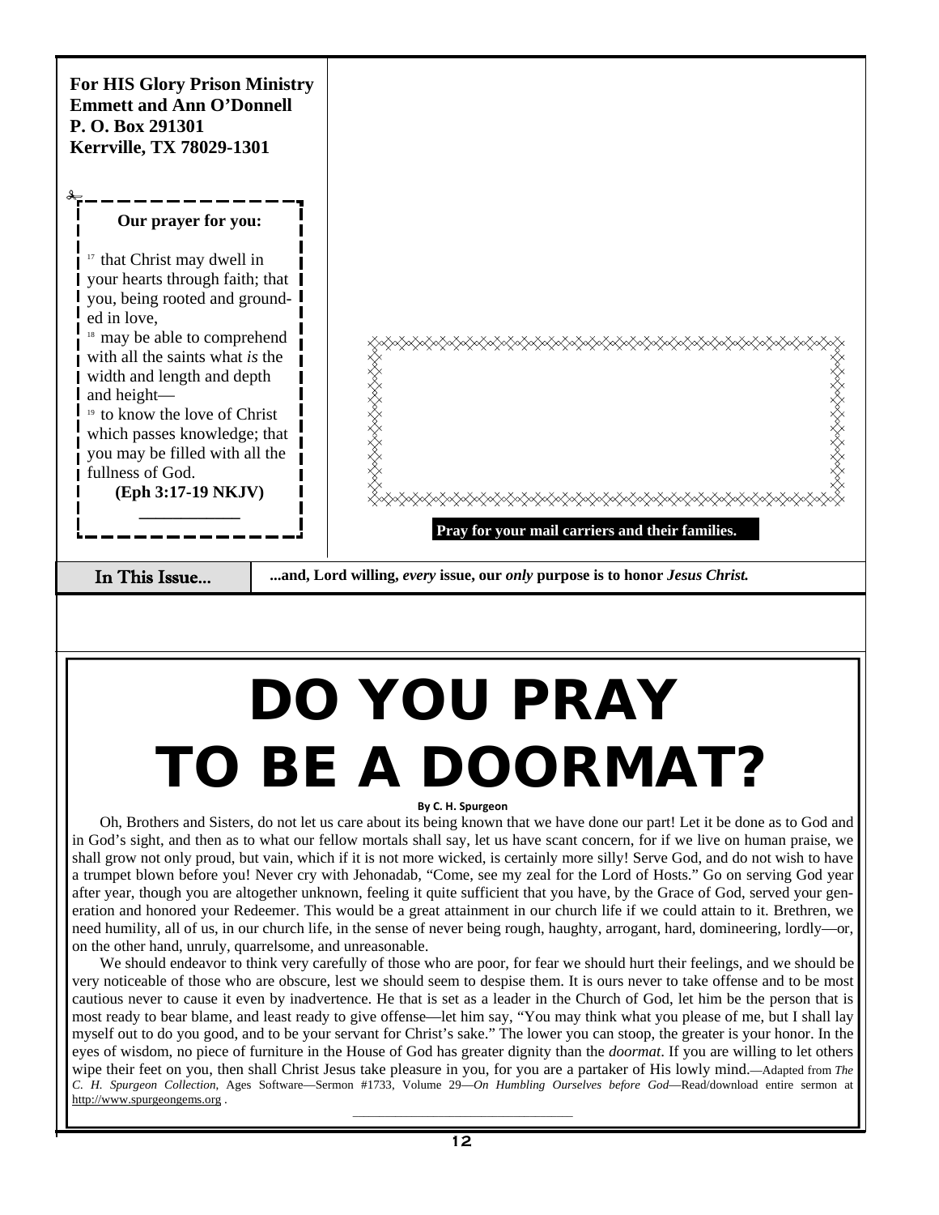**For HIS Glory Prison Ministry**
**Emmett and Ann O'Donnell**
**P. O. Box 291301**
**Kerrville, TX 78029-1301**

**Our prayer for you:**

[17] that Christ may dwell in your hearts through faith; that you, being rooted and grounded in love,
[18] may be able to comprehend with all the saints what *is* the width and length and depth and height—
[19] to know the love of Christ which passes knowledge; that you may be filled with all the fullness of God.

**(Eph 3:17-19 NKJV)**

**Pray for your mail carriers and their families.**

In This Issue... **...and, Lord willing, *every* issue, our *only* purpose is to honor *Jesus Christ.***

# DO YOU PRAY TO BE A DOORMAT?

**By C. H. Spurgeon**

Oh, Brothers and Sisters, do not let us care about its being known that we have done our part! Let it be done as to God and in God's sight, and then as to what our fellow mortals shall say, let us have scant concern, for if we live on human praise, we shall grow not only proud, but vain, which if it is not more wicked, is certainly more silly! Serve God, and do not wish to have a trumpet blown before you! Never cry with Jehonadab, "Come, see my zeal for the Lord of Hosts." Go on serving God year after year, though you are altogether unknown, feeling it quite sufficient that you have, by the Grace of God, served your generation and honored your Redeemer. This would be a great attainment in our church life if we could attain to it. Brethren, we need humility, all of us, in our church life, in the sense of never being rough, haughty, arrogant, hard, domineering, lordly—or, on the other hand, unruly, quarrelsome, and unreasonable.

We should endeavor to think very carefully of those who are poor, for fear we should hurt their feelings, and we should be very noticeable of those who are obscure, lest we should seem to despise them. It is ours never to take offense and to be most cautious never to cause it even by inadvertence. He that is set as a leader in the Church of God, let him be the person that is most ready to bear blame, and least ready to give offense—let him say, "You may think what you please of me, but I shall lay myself out to do you good, and to be your servant for Christ's sake." The lower you can stoop, the greater is your honor. In the eyes of wisdom, no piece of furniture in the House of God has greater dignity than the *doormat*. If you are willing to let others wipe their feet on you, then shall Christ Jesus take pleasure in you, for you are a partaker of His lowly mind.—Adapted from *The C. H. Spurgeon Collection*, Ages Software—Sermon #1733, Volume 29—*On Humbling Ourselves before God*—Read/download entire sermon at http://www.spurgeongems.org .